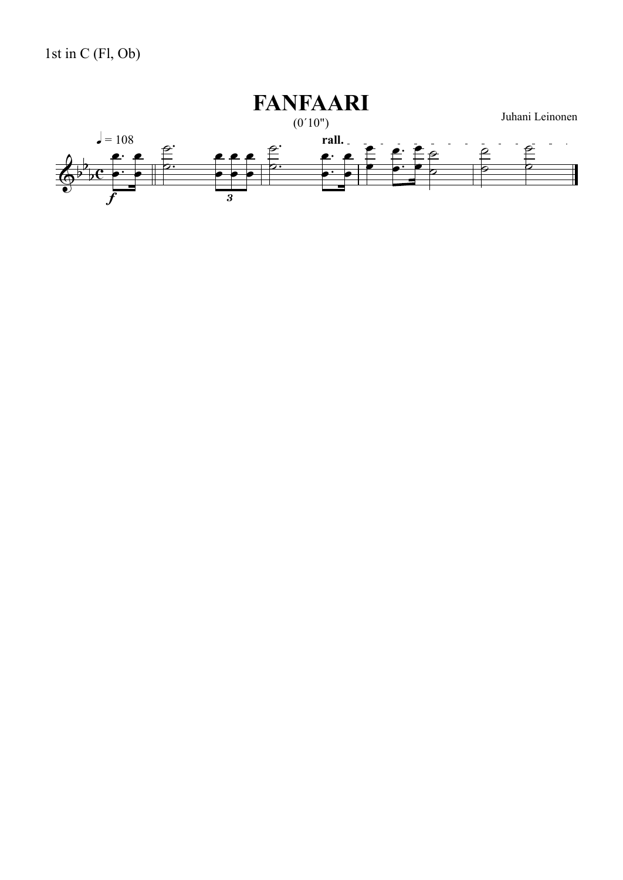1st in C (Fl, Ob)

# FANFAARI

(0´10")

Juhani Leinonen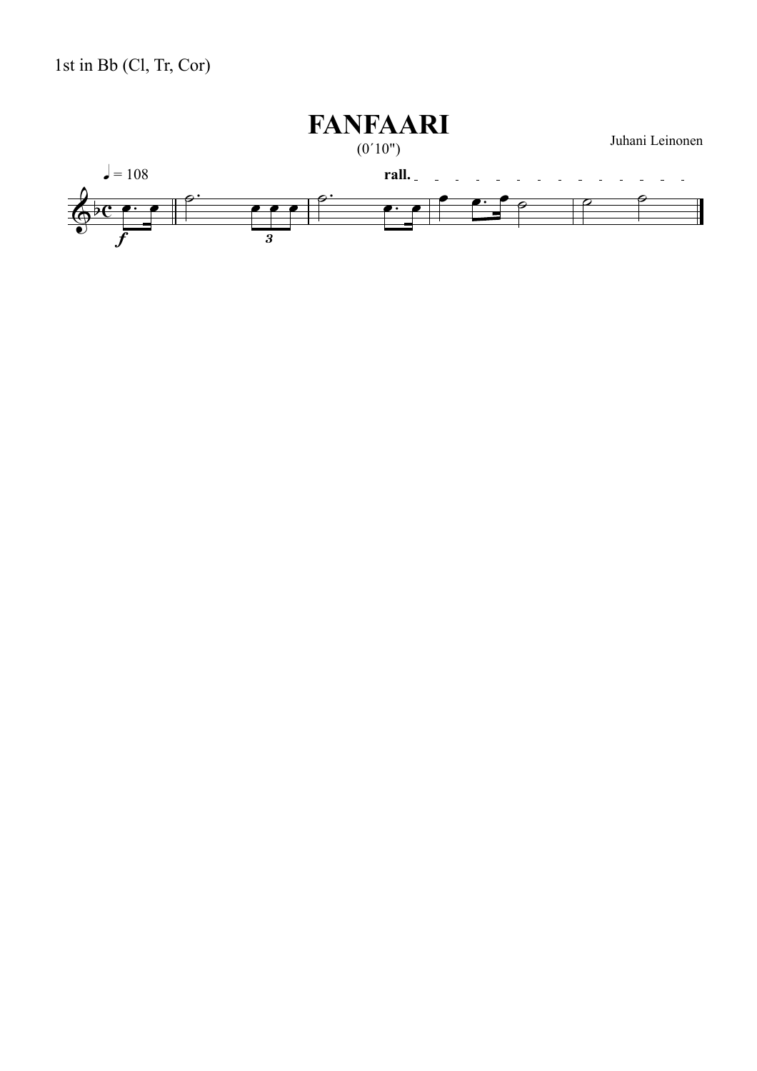1st in Bb (Cl, Tr, Cor)

# FANFAARI

(0´10")

Juhani Leinonen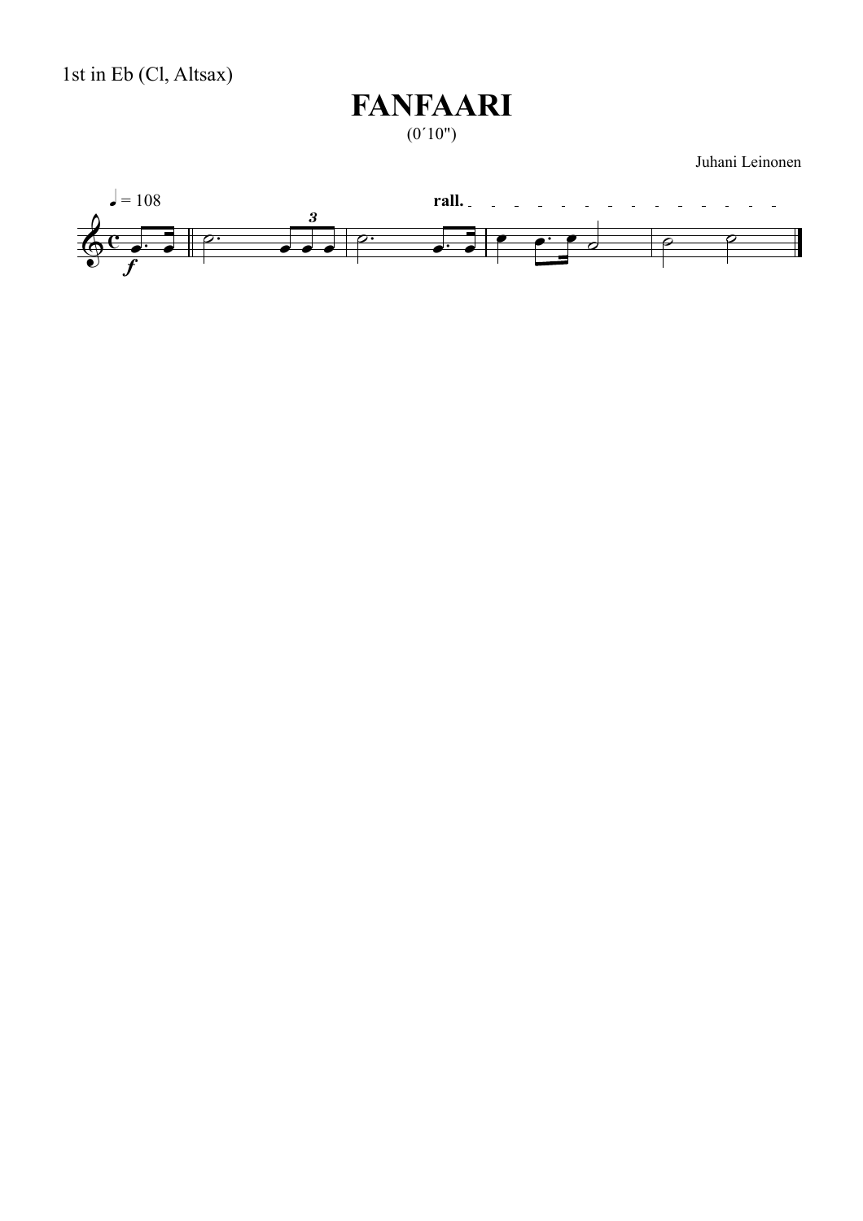1st in Eb (Cl, Altsax)

# FANFAARI

(0´10")

Juhani Leinonen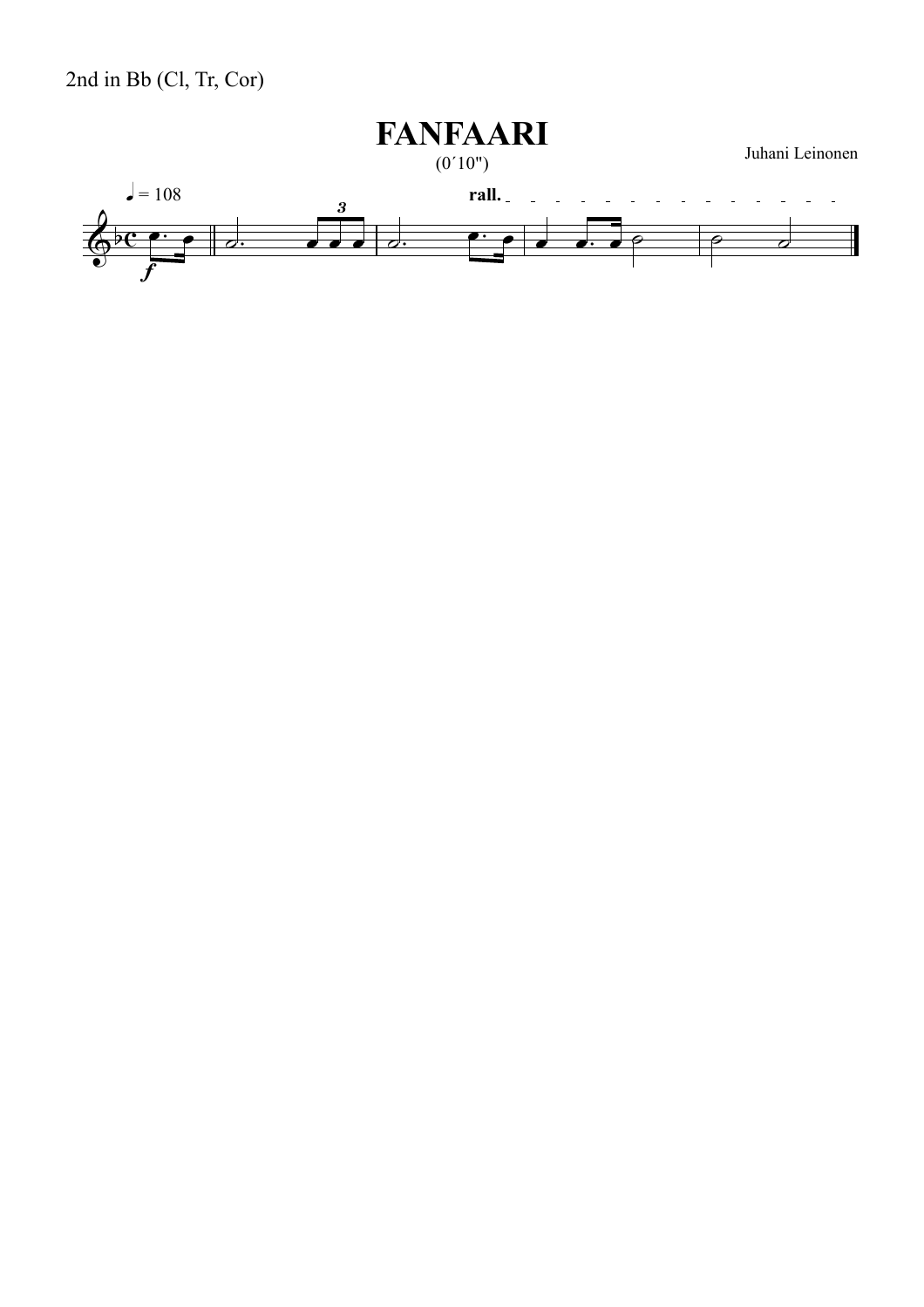2nd in Bb (Cl, Tr, Cor)

# FANFAARI

(0´10")

Juhani Leinonen

♩ = 108

*f*

rall.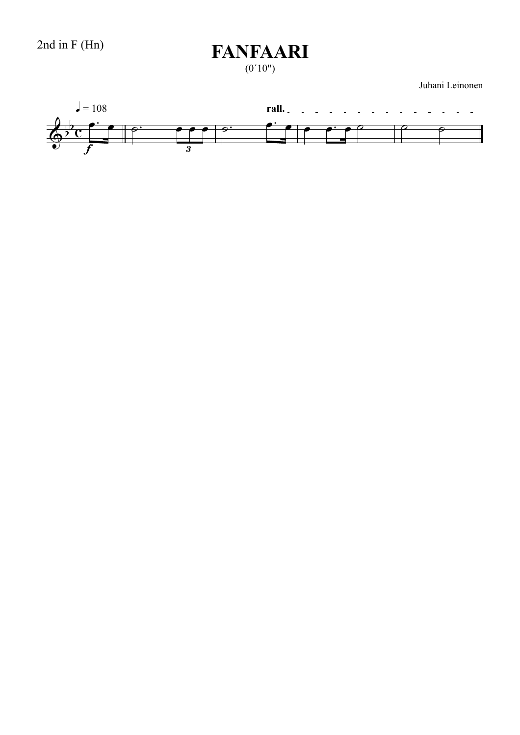2nd in F (Hn)

# FANFAARI

(0´10")

Juhani Leinonen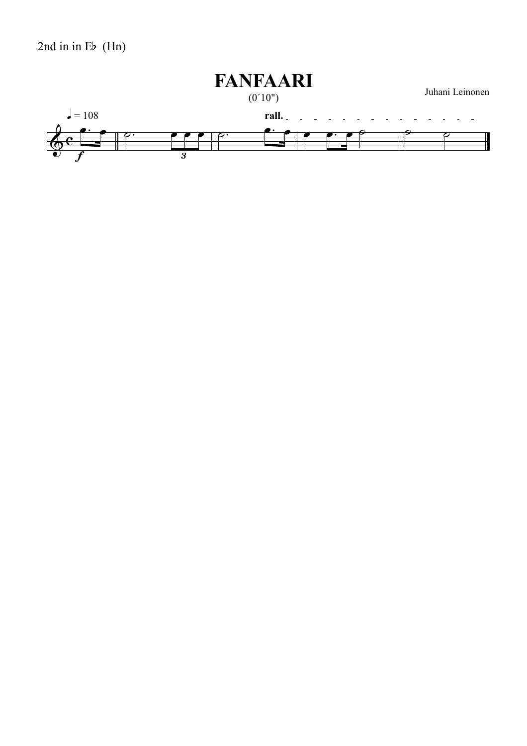2nd in in E♭ (Hn)

# FANFAARI

(0´10")

Juhani Leinonen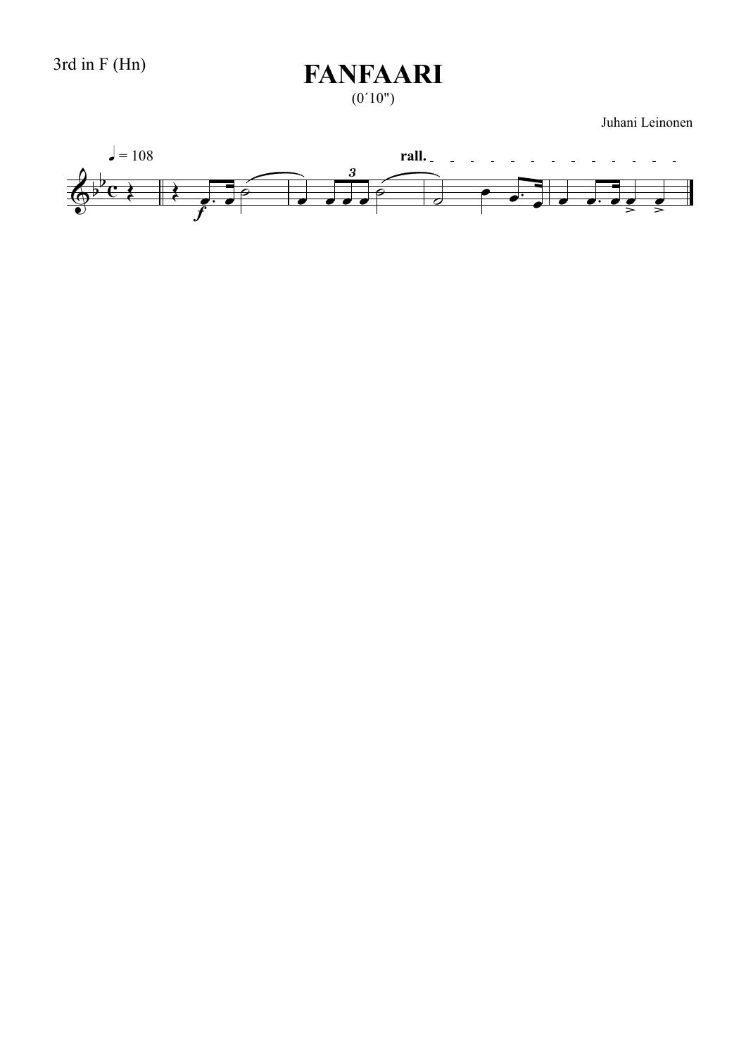3rd in F (Hn)

# FANFAARI

(0´10")

Juhani Leinonen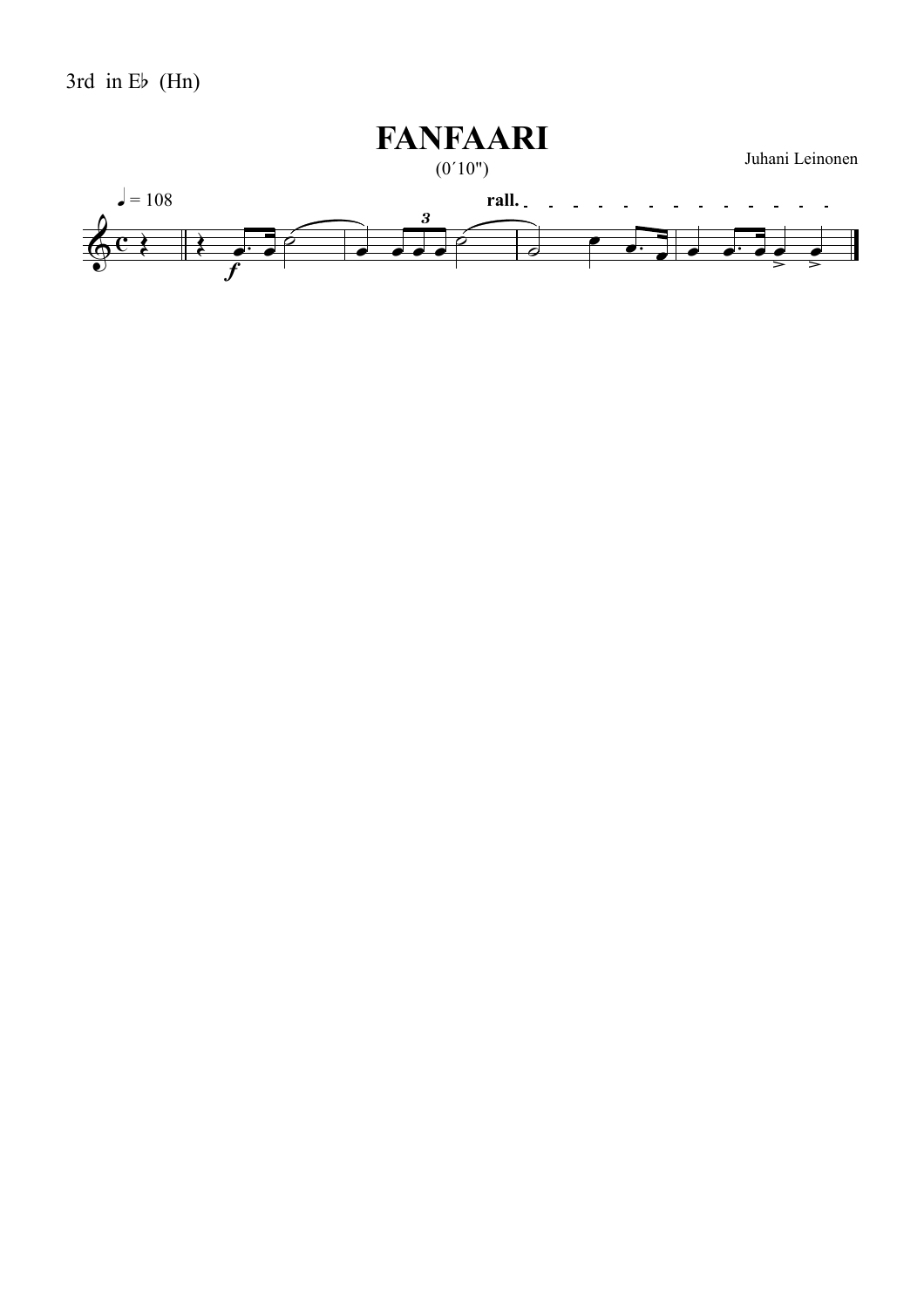3rd in E♭ (Hn)

# FANFAARI

(0´10")

Juhani Leinonen

♩ = 108

rall.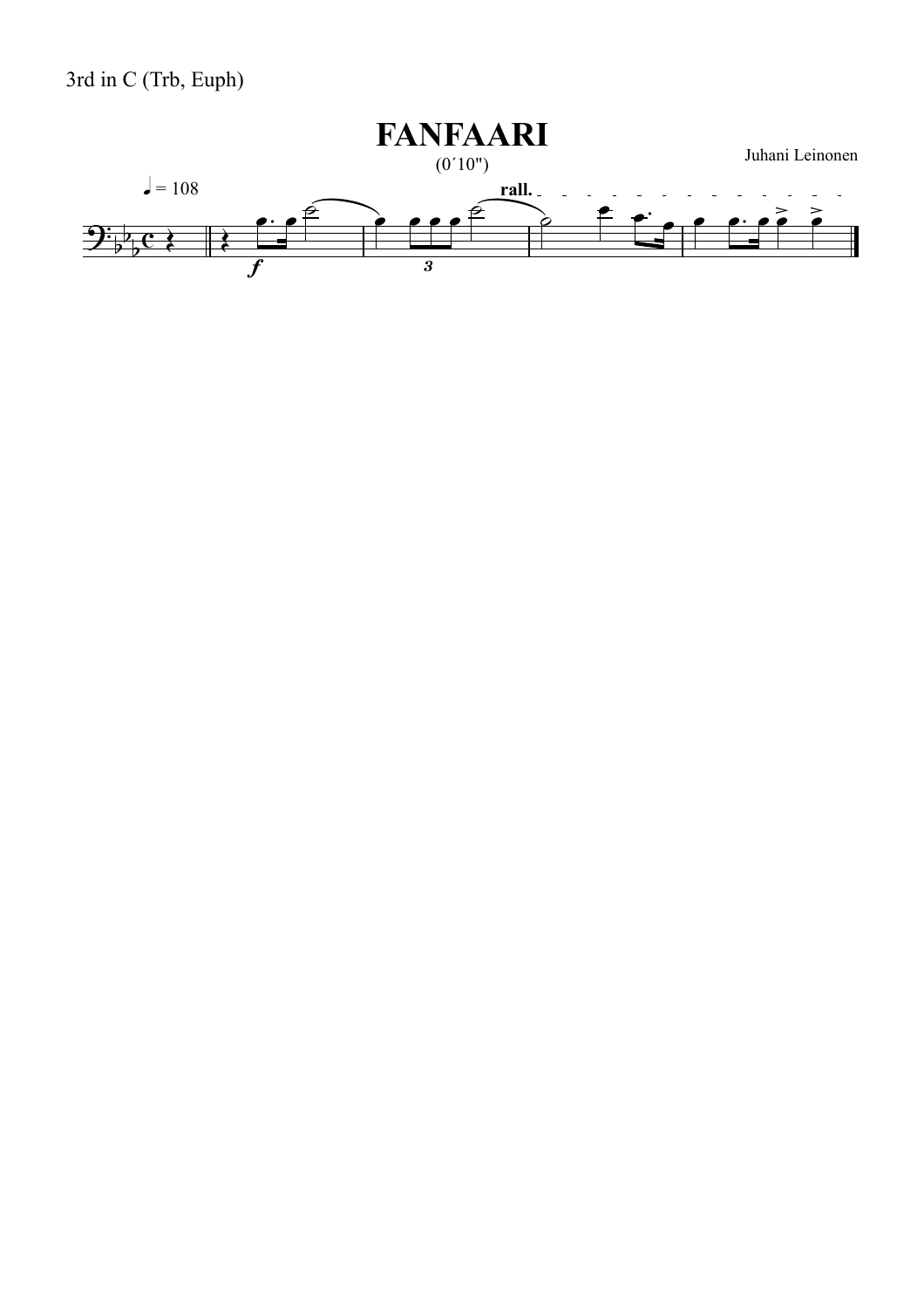3rd in C (Trb, Euph)

# FANFAARI

(0´10")

Juhani Leinonen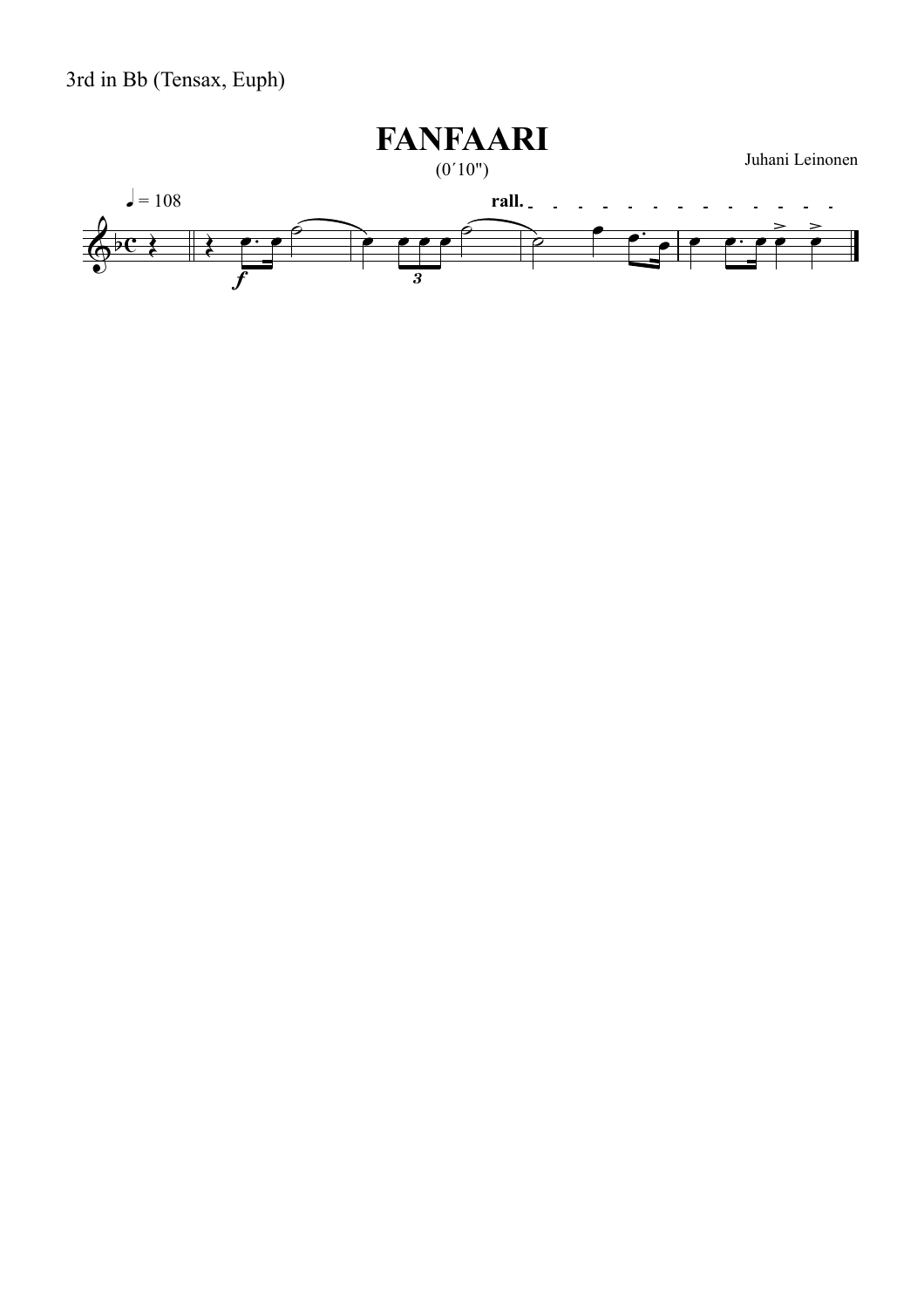3rd in Bb (Tensax, Euph)

# FANFAARI

(0´10")

Juhani Leinonen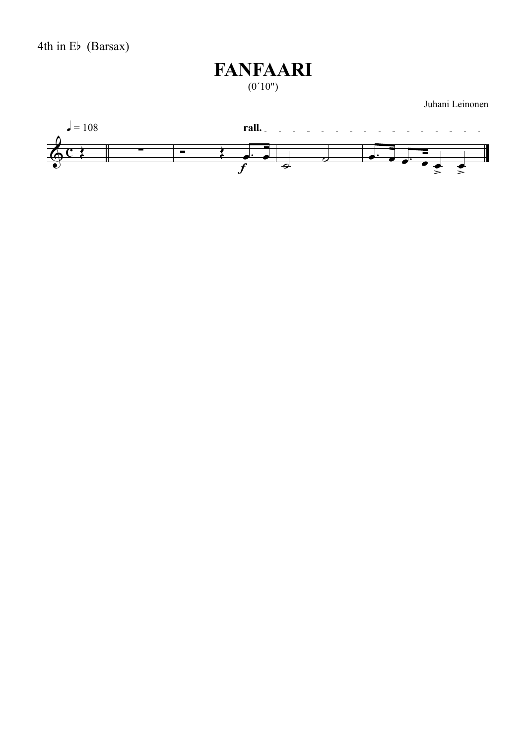4th in E♭ (Barsax)

# FANFAARI

(0´10")

Juhani Leinonen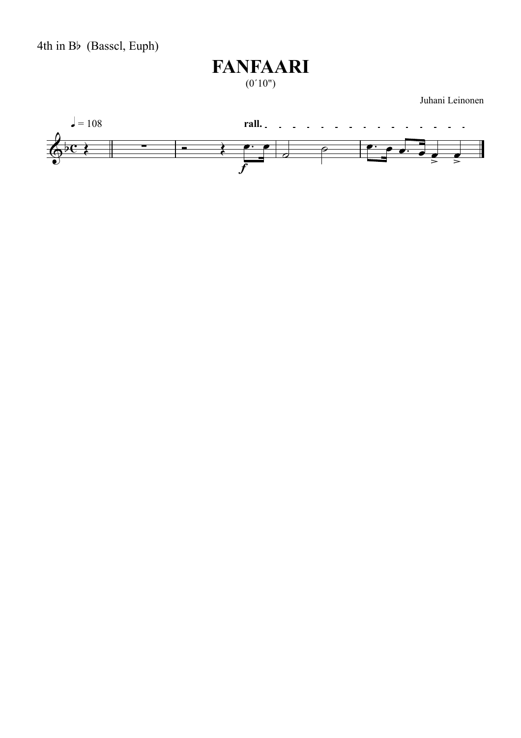4th in B♭ (Basscl, Euph)

# FANFAARI

(0´10")

Juhani Leinonen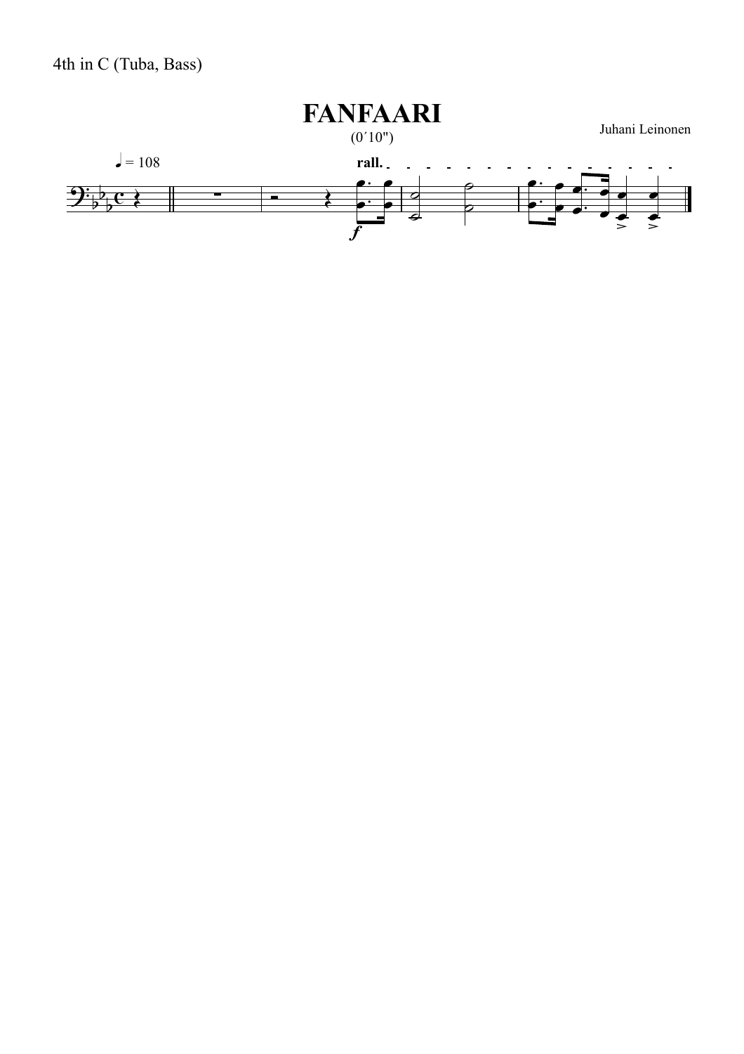4th in C (Tuba, Bass)

# FANFAARI

(0´10")

Juhani Leinonen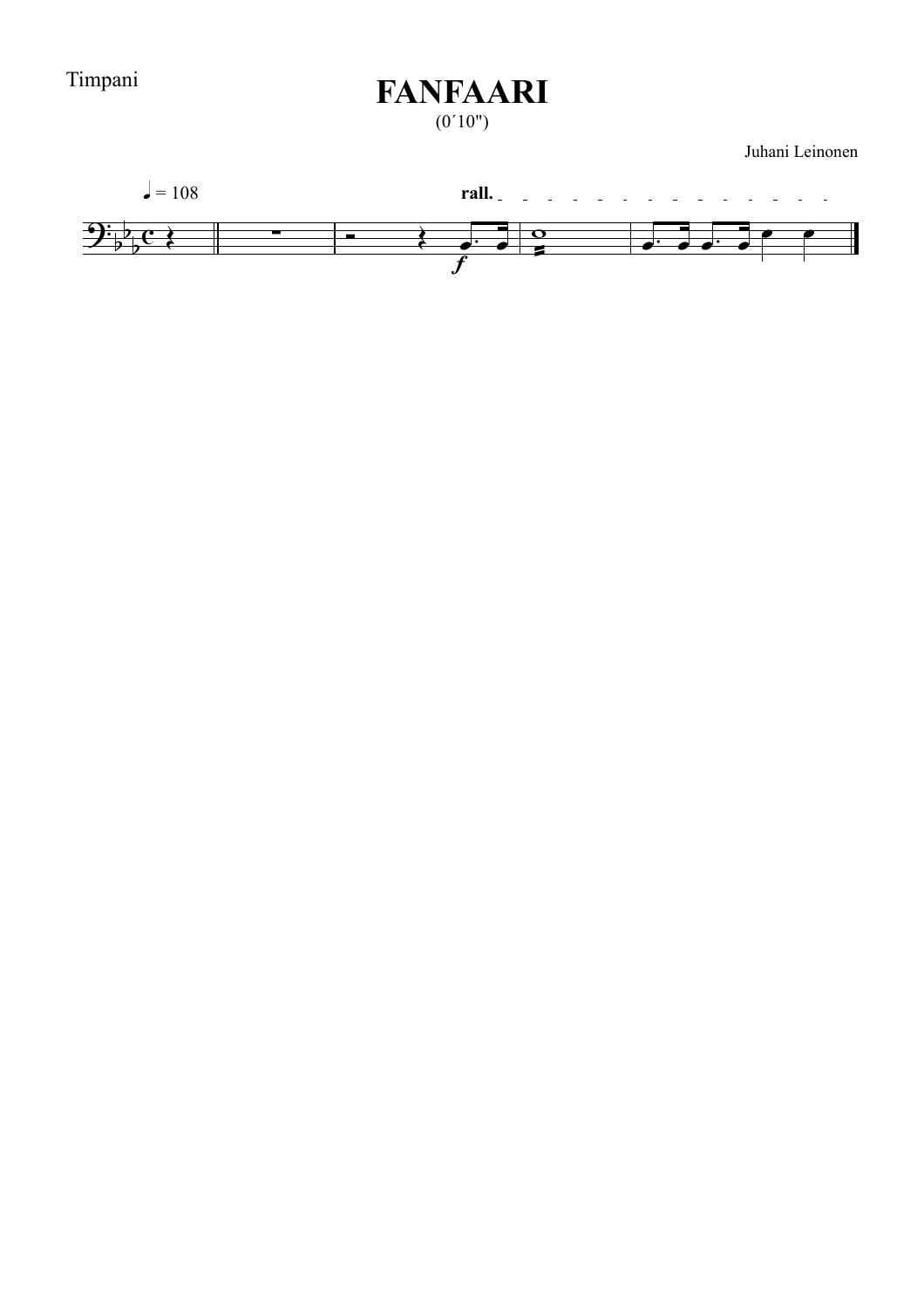Timpani

# FANFAARI

(0´10")

Juhani Leinonen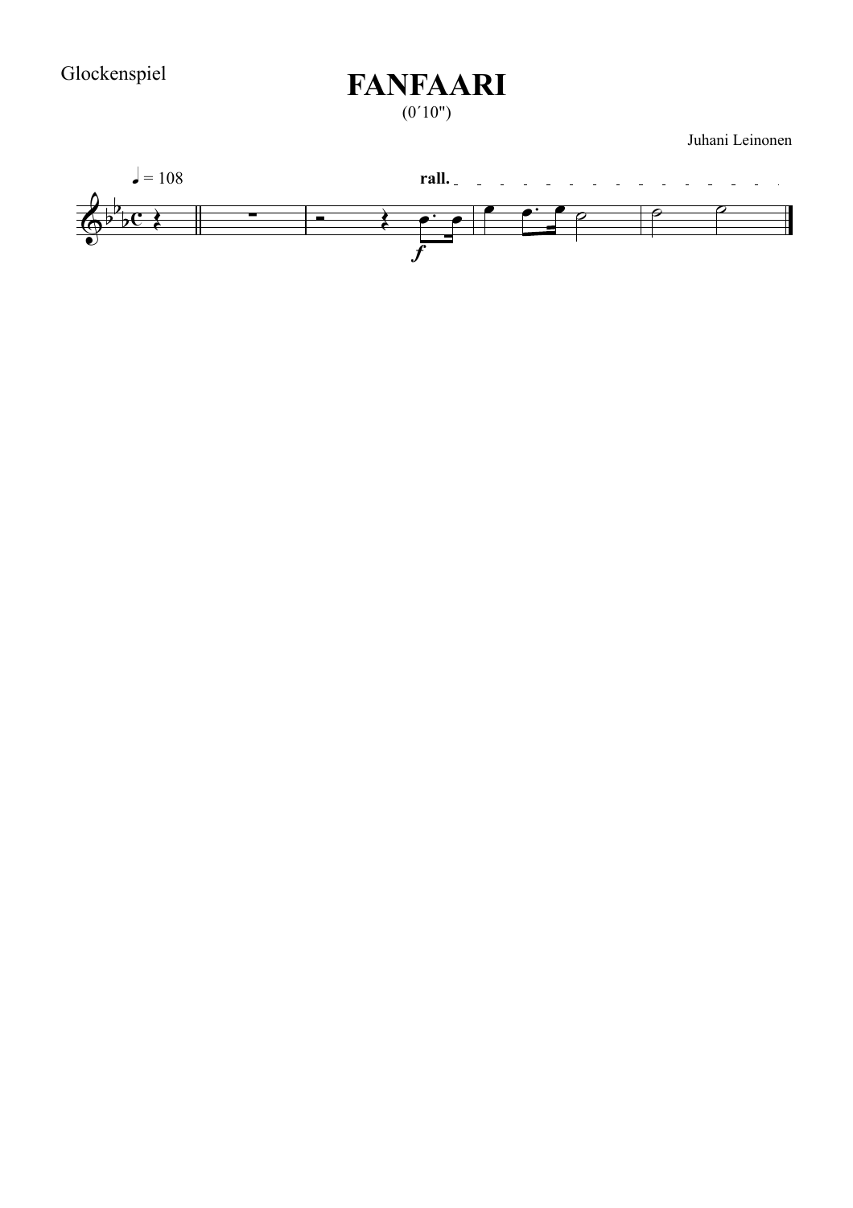Glockenspiel

# FANFAARI

(0´10")

Juhani Leinonen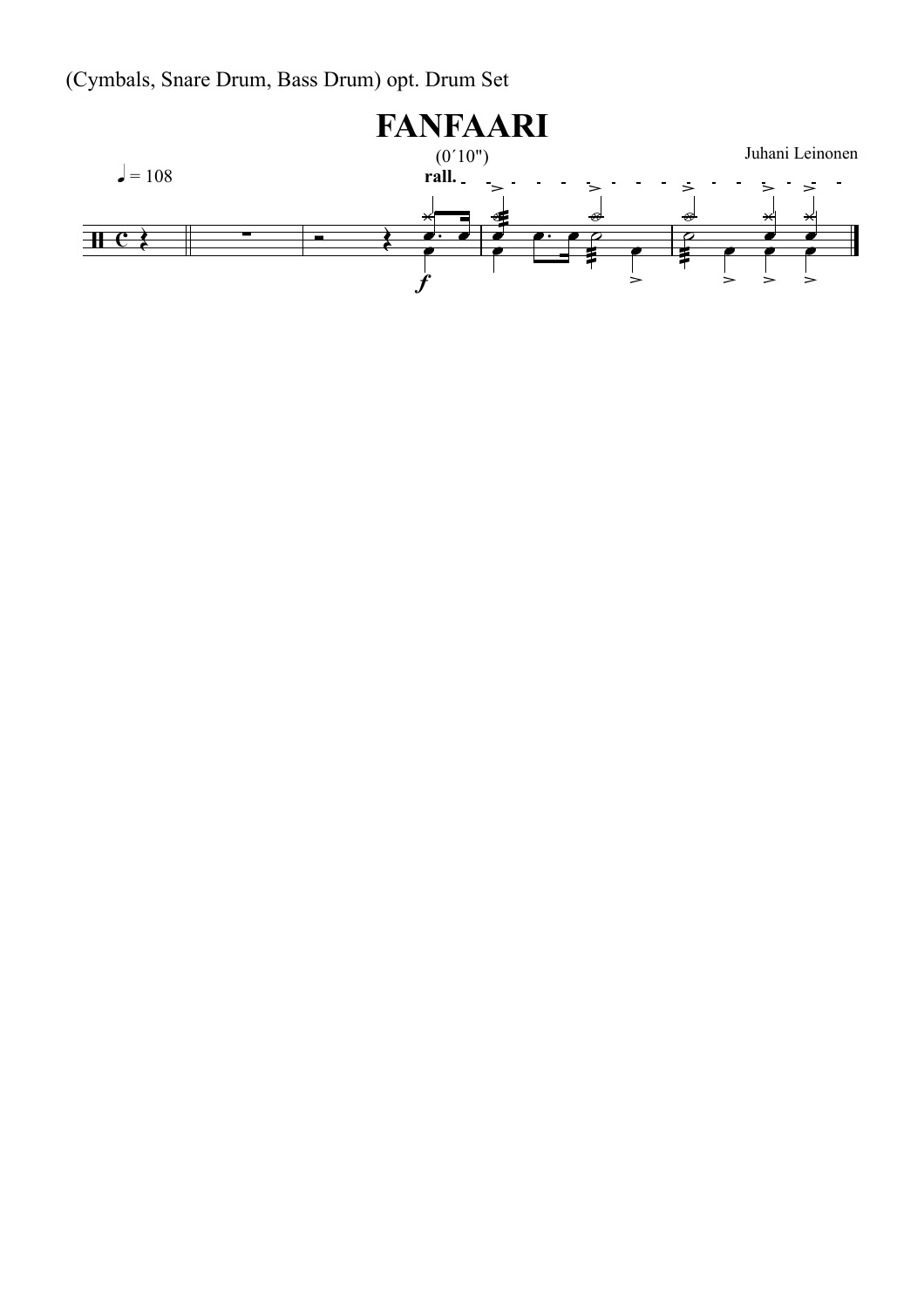(Cymbals, Snare Drum, Bass Drum) opt. Drum Set

# FANFAARI

(0´10")

Juhani Leinonen

♩ = 108

rall.

*f*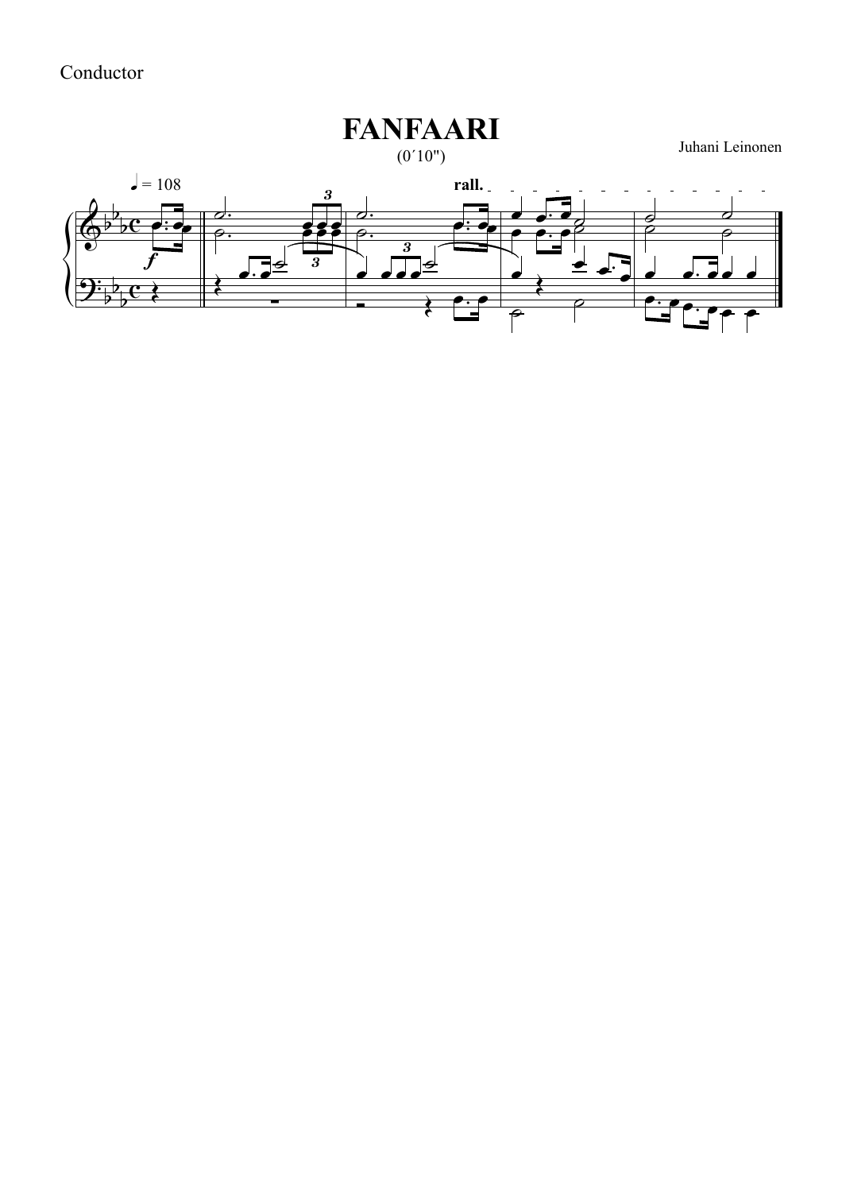Conductor

# FANFAARI

(0´10")

Juhani Leinonen